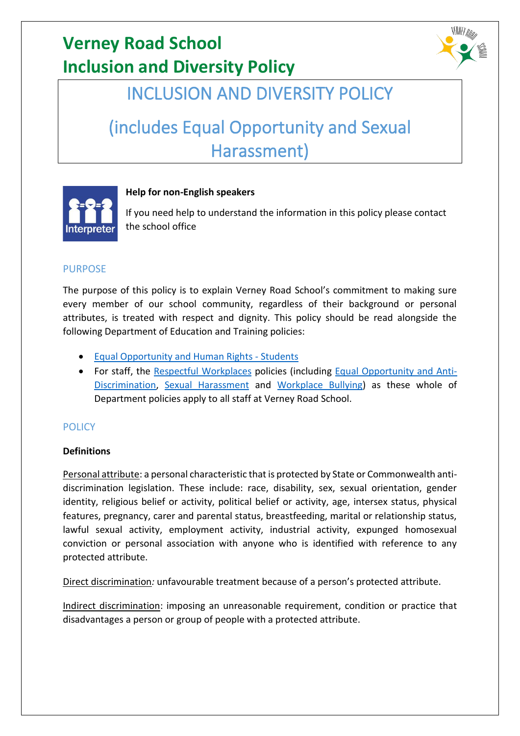# Verney Road School
# Inclusion and Diversity Policy

## INCLUSION AND DIVERSITY POLICY

## (includes Equal Opportunity and Sexual Harassment)

**Help for non-English speakers**

If you need help to understand the information in this policy please contact the school office

### PURPOSE

The purpose of this policy is to explain Verney Road School's commitment to making sure every member of our school community, regardless of their background or personal attributes, is treated with respect and dignity. This policy should be read alongside the following Department of Education and Training policies:

- Equal Opportunity and Human Rights - Students
- For staff, the Respectful Workplaces policies (including Equal Opportunity and Anti-Discrimination, Sexual Harassment and Workplace Bullying) as these whole of Department policies apply to all staff at Verney Road School.

### POLICY

**Definitions**

Personal attribute: a personal characteristic that is protected by State or Commonwealth anti-discrimination legislation. These include: race, disability, sex, sexual orientation, gender identity, religious belief or activity, political belief or activity, age, intersex status, physical features, pregnancy, carer and parental status, breastfeeding, marital or relationship status, lawful sexual activity, employment activity, industrial activity, expunged homosexual conviction or personal association with anyone who is identified with reference to any protected attribute.

Direct discrimination*:* unfavourable treatment because of a person's protected attribute.

Indirect discrimination: imposing an unreasonable requirement, condition or practice that disadvantages a person or group of people with a protected attribute.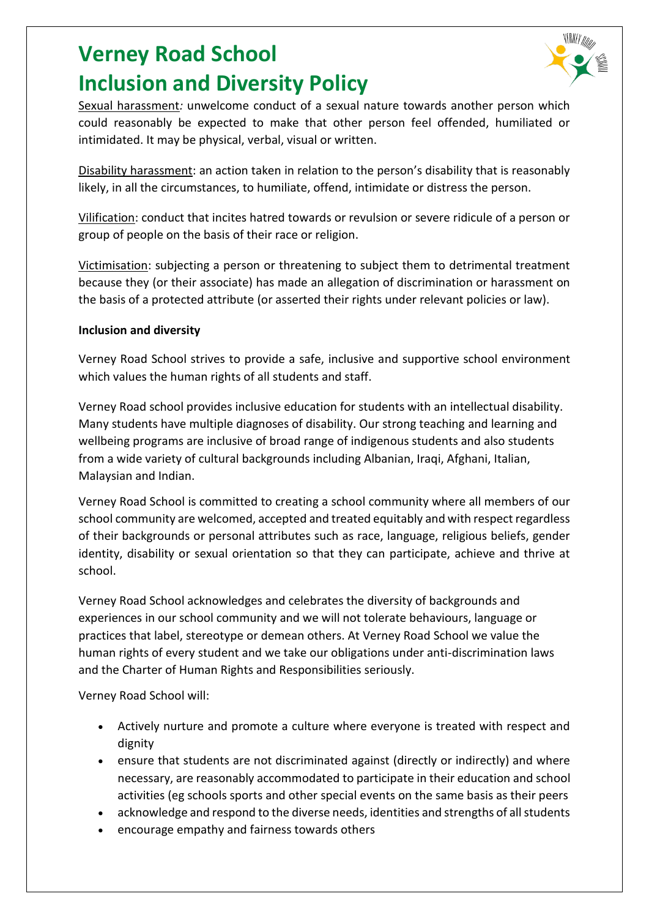# Verney Road School

# Inclusion and Diversity Policy

Sexual harassment*:* unwelcome conduct of a sexual nature towards another person which could reasonably be expected to make that other person feel offended, humiliated or intimidated. It may be physical, verbal, visual or written.

Disability harassment: an action taken in relation to the person's disability that is reasonably likely, in all the circumstances, to humiliate, offend, intimidate or distress the person.

Vilification: conduct that incites hatred towards or revulsion or severe ridicule of a person or group of people on the basis of their race or religion.

Victimisation: subjecting a person or threatening to subject them to detrimental treatment because they (or their associate) has made an allegation of discrimination or harassment on the basis of a protected attribute (or asserted their rights under relevant policies or law).

**Inclusion and diversity**

Verney Road School strives to provide a safe, inclusive and supportive school environment which values the human rights of all students and staff.

Verney Road school provides inclusive education for students with an intellectual disability. Many students have multiple diagnoses of disability. Our strong teaching and learning and wellbeing programs are inclusive of broad range of indigenous students and also students from a wide variety of cultural backgrounds including Albanian, Iraqi, Afghani, Italian, Malaysian and Indian.

Verney Road School is committed to creating a school community where all members of our school community are welcomed, accepted and treated equitably and with respect regardless of their backgrounds or personal attributes such as race, language, religious beliefs, gender identity, disability or sexual orientation so that they can participate, achieve and thrive at school.

Verney Road School acknowledges and celebrates the diversity of backgrounds and experiences in our school community and we will not tolerate behaviours, language or practices that label, stereotype or demean others. At Verney Road School we value the human rights of every student and we take our obligations under anti-discrimination laws and the Charter of Human Rights and Responsibilities seriously.

Verney Road School will:

- Actively nurture and promote a culture where everyone is treated with respect and dignity
- ensure that students are not discriminated against (directly or indirectly) and where necessary, are reasonably accommodated to participate in their education and school activities (eg schools sports and other special events on the same basis as their peers
- acknowledge and respond to the diverse needs, identities and strengths of all students
- encourage empathy and fairness towards others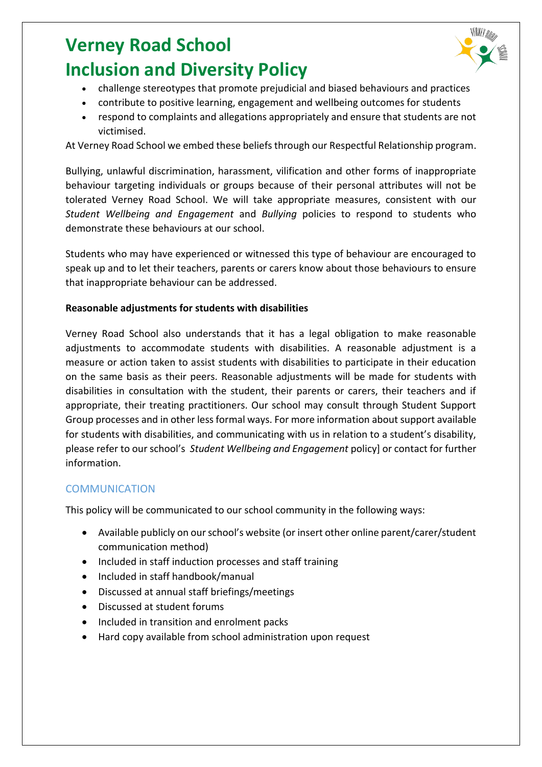- challenge stereotypes that promote prejudicial and biased behaviours and practices
- contribute to positive learning, engagement and wellbeing outcomes for students
- respond to complaints and allegations appropriately and ensure that students are not victimised.

At Verney Road School we embed these beliefs through our Respectful Relationship program.

Bullying, unlawful discrimination, harassment, vilification and other forms of inappropriate behaviour targeting individuals or groups because of their personal attributes will not be tolerated Verney Road School. We will take appropriate measures, consistent with our *Student Wellbeing and Engagement* and *Bullying* policies to respond to students who demonstrate these behaviours at our school.

Students who may have experienced or witnessed this type of behaviour are encouraged to speak up and to let their teachers, parents or carers know about those behaviours to ensure that inappropriate behaviour can be addressed.

**Reasonable adjustments for students with disabilities**

Verney Road School also understands that it has a legal obligation to make reasonable adjustments to accommodate students with disabilities. A reasonable adjustment is a measure or action taken to assist students with disabilities to participate in their education on the same basis as their peers. Reasonable adjustments will be made for students with disabilities in consultation with the student, their parents or carers, their teachers and if appropriate, their treating practitioners. Our school may consult through Student Support Group processes and in other less formal ways. For more information about support available for students with disabilities, and communicating with us in relation to a student's disability, please refer to our school's *Student Wellbeing and Engagement* policy] or contact for further information.

## COMMUNICATION

This policy will be communicated to our school community in the following ways:

- Available publicly on our school's website (or insert other online parent/carer/student communication method)
- Included in staff induction processes and staff training
- Included in staff handbook/manual
- Discussed at annual staff briefings/meetings
- Discussed at student forums
- Included in transition and enrolment packs
- Hard copy available from school administration upon request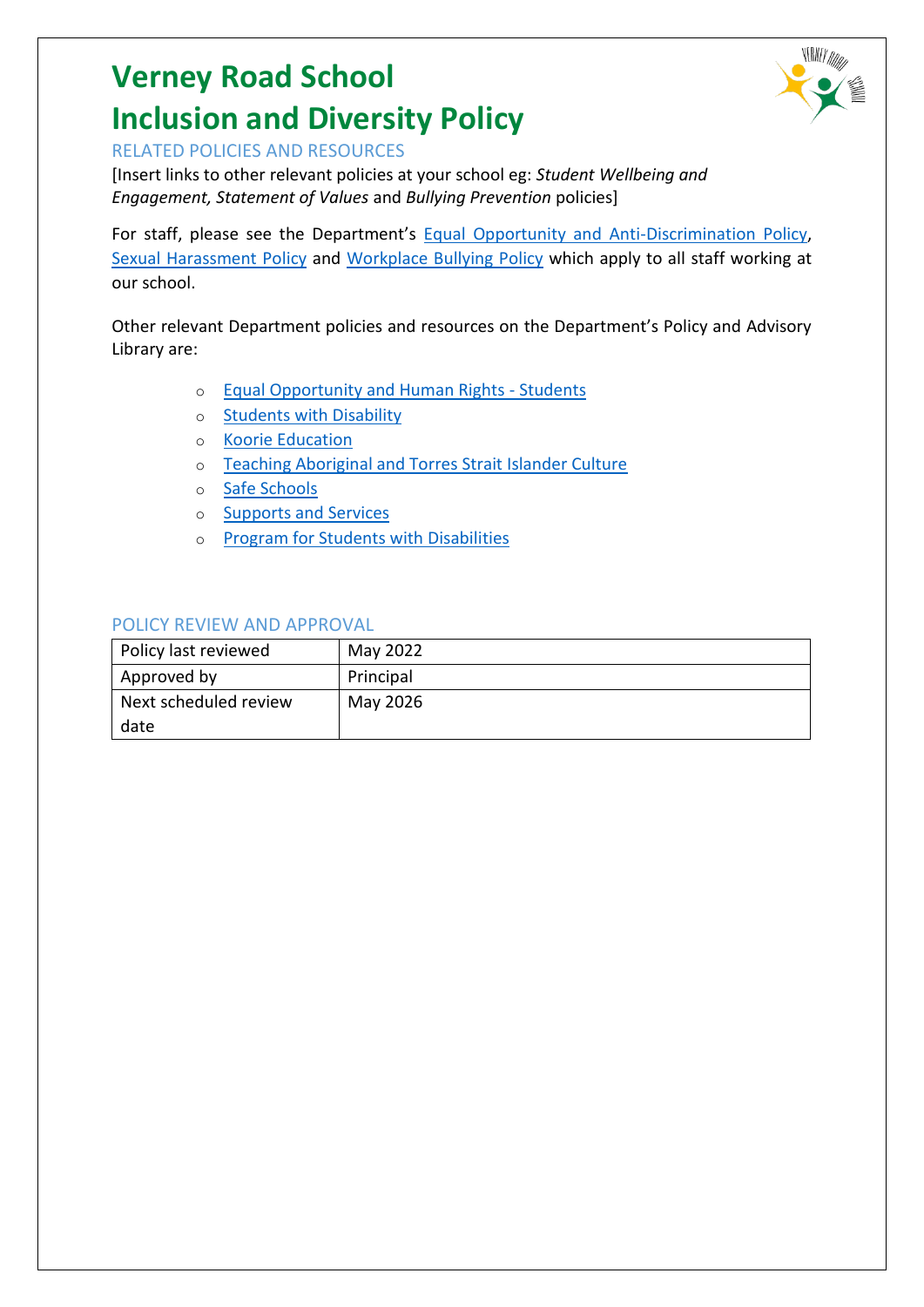# Verney Road School
# Inclusion and Diversity Policy

## RELATED POLICIES AND RESOURCES

[Insert links to other relevant policies at your school eg: *Student Wellbeing and Engagement, Statement of Values* and *Bullying Prevention* policies]

For staff, please see the Department's Equal Opportunity and Anti-Discrimination Policy, Sexual Harassment Policy and Workplace Bullying Policy which apply to all staff working at our school.

Other relevant Department policies and resources on the Department's Policy and Advisory Library are:

- Equal Opportunity and Human Rights - Students
- Students with Disability
- Koorie Education
- Teaching Aboriginal and Torres Strait Islander Culture
- Safe Schools
- Supports and Services
- Program for Students with Disabilities

## POLICY REVIEW AND APPROVAL

| | |
|---|---|
| Policy last reviewed | May 2022 |
| Approved by | Principal |
| Next scheduled review date | May 2026 |